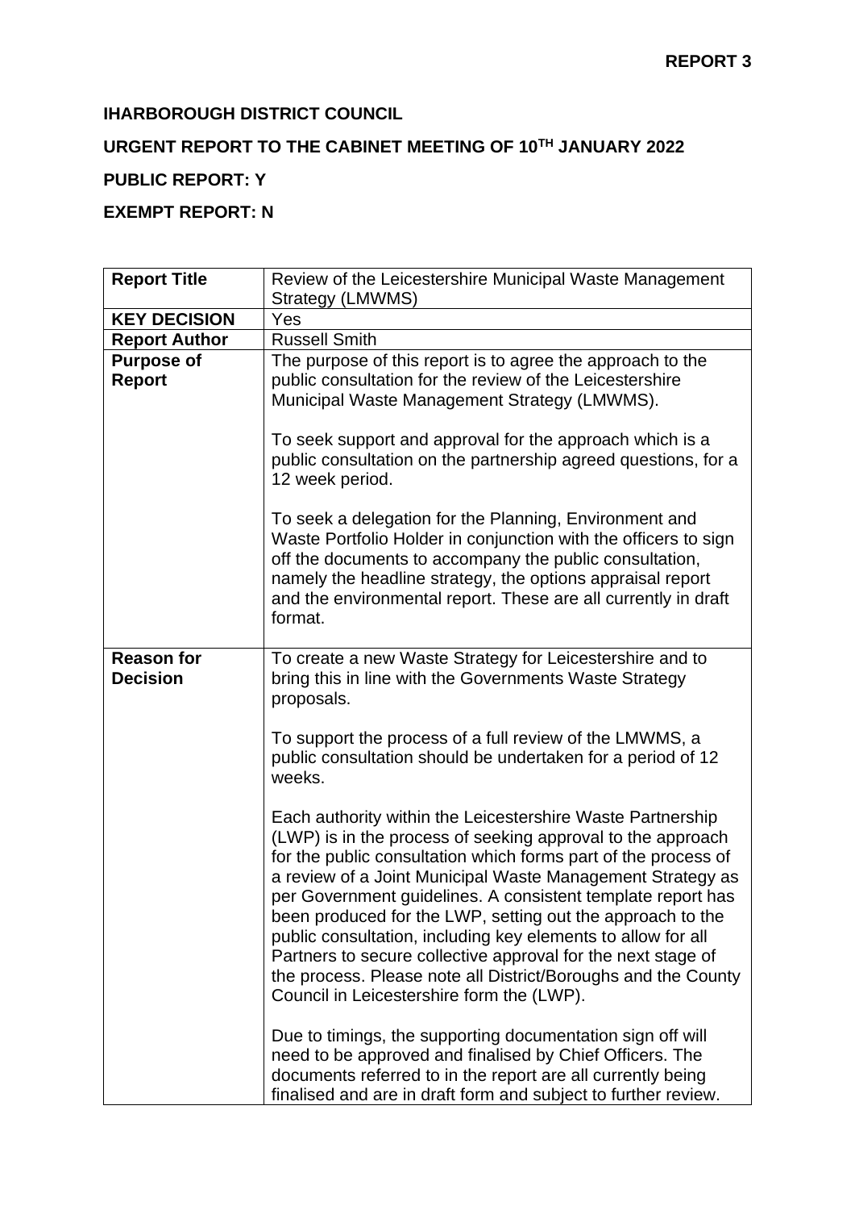**REPORT 3**

**IHARBOROUGH DISTRICT COUNCIL**

**URGENT REPORT TO THE CABINET MEETING OF 10TH JANUARY 2022**

**PUBLIC REPORT: Y**

**EXEMPT REPORT: N**

| **Report Title** | Review of the Leicestershire Municipal Waste Management Strategy (LMWMS) |
|---|---|
| **KEY DECISION** | Yes |
| **Report Author** | Russell Smith |
| **Purpose of Report** | The purpose of this report is to agree the approach to the public consultation for the review of the Leicestershire Municipal Waste Management Strategy (LMWMS).<br><br>To seek support and approval for the approach which is a public consultation on the partnership agreed questions, for a 12 week period.<br><br>To seek a delegation for the Planning, Environment and Waste Portfolio Holder in conjunction with the officers to sign off the documents to accompany the public consultation, namely the headline strategy, the options appraisal report and the environmental report. These are all currently in draft format. |
| **Reason for Decision** | To create a new Waste Strategy for Leicestershire and to bring this in line with the Governments Waste Strategy proposals.<br><br>To support the process of a full review of the LMWMS, a public consultation should be undertaken for a period of 12 weeks.<br><br>Each authority within the Leicestershire Waste Partnership (LWP) is in the process of seeking approval to the approach for the public consultation which forms part of the process of a review of a Joint Municipal Waste Management Strategy as per Government guidelines. A consistent template report has been produced for the LWP, setting out the approach to the public consultation, including key elements to allow for all Partners to secure collective approval for the next stage of the process. Please note all District/Boroughs and the County Council in Leicestershire form the (LWP).<br><br>Due to timings, the supporting documentation sign off will need to be approved and finalised by Chief Officers. The documents referred to in the report are all currently being finalised and are in draft form and subject to further review. |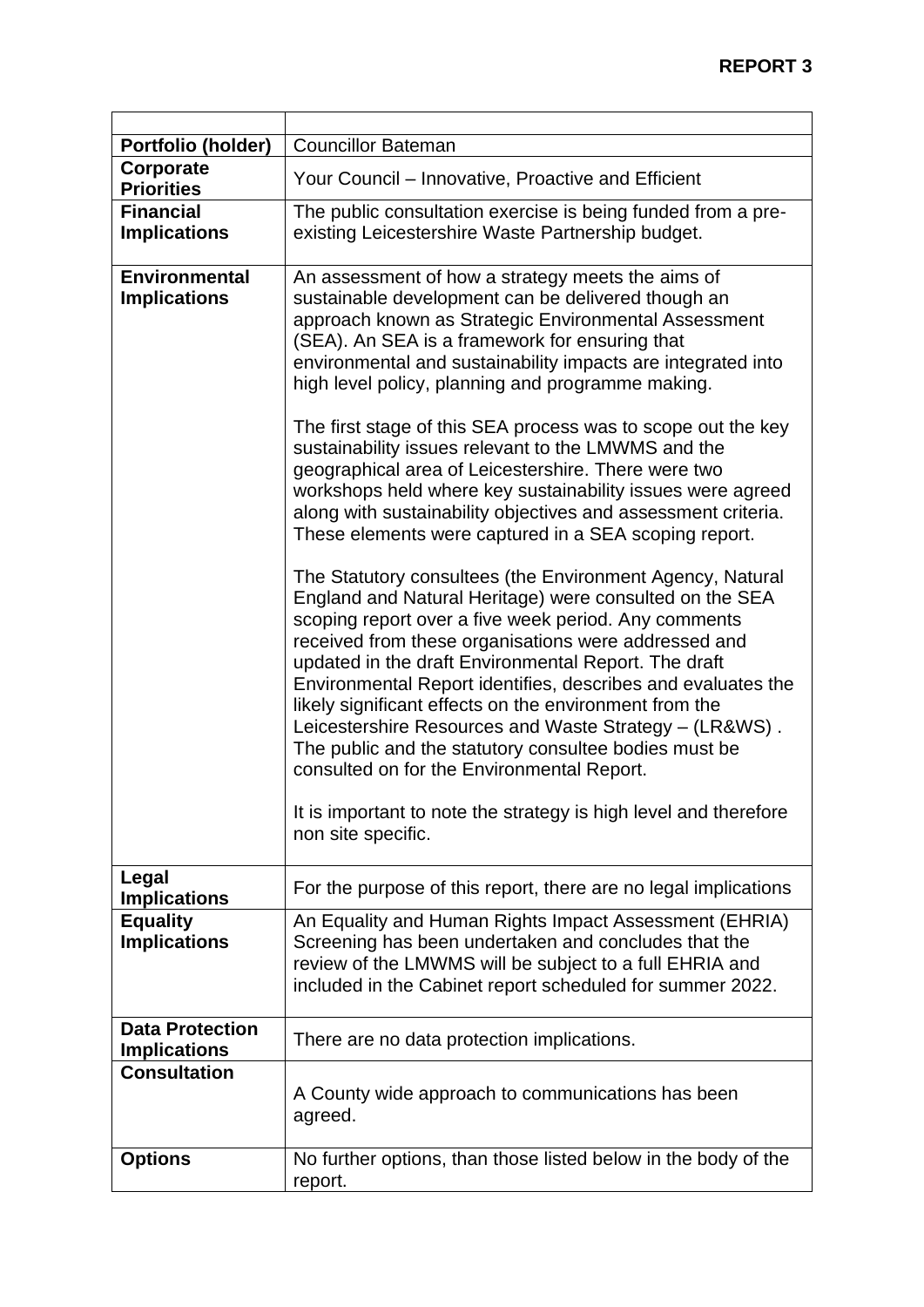**REPORT 3**

| | |
|---|---|
| **Portfolio (holder)** | Councillor Bateman |
| **Corporate Priorities** | Your Council – Innovative, Proactive and Efficient |
| **Financial Implications** | The public consultation exercise is being funded from a pre-existing Leicestershire Waste Partnership budget. |
| **Environmental Implications** | An assessment of how a strategy meets the aims of sustainable development can be delivered though an approach known as Strategic Environmental Assessment (SEA). An SEA is a framework for ensuring that environmental and sustainability impacts are integrated into high level policy, planning and programme making.<br><br>The first stage of this SEA process was to scope out the key sustainability issues relevant to the LMWMS and the geographical area of Leicestershire. There were two workshops held where key sustainability issues were agreed along with sustainability objectives and assessment criteria. These elements were captured in a SEA scoping report.<br><br>The Statutory consultees (the Environment Agency, Natural England and Natural Heritage) were consulted on the SEA scoping report over a five week period. Any comments received from these organisations were addressed and updated in the draft Environmental Report. The draft Environmental Report identifies, describes and evaluates the likely significant effects on the environment from the Leicestershire Resources and Waste Strategy – (LR&WS) . The public and the statutory consultee bodies must be consulted on for the Environmental Report.<br><br>It is important to note the strategy is high level and therefore non site specific. |
| **Legal Implications** | For the purpose of this report, there are no legal implications |
| **Equality Implications** | An Equality and Human Rights Impact Assessment (EHRIA) Screening has been undertaken and concludes that the review of the LMWMS will be subject to a full EHRIA and included in the Cabinet report scheduled for summer 2022. |
| **Data Protection Implications** | There are no data protection implications. |
| **Consultation** | A County wide approach to communications has been agreed. |
| **Options** | No further options, than those listed below in the body of the report. |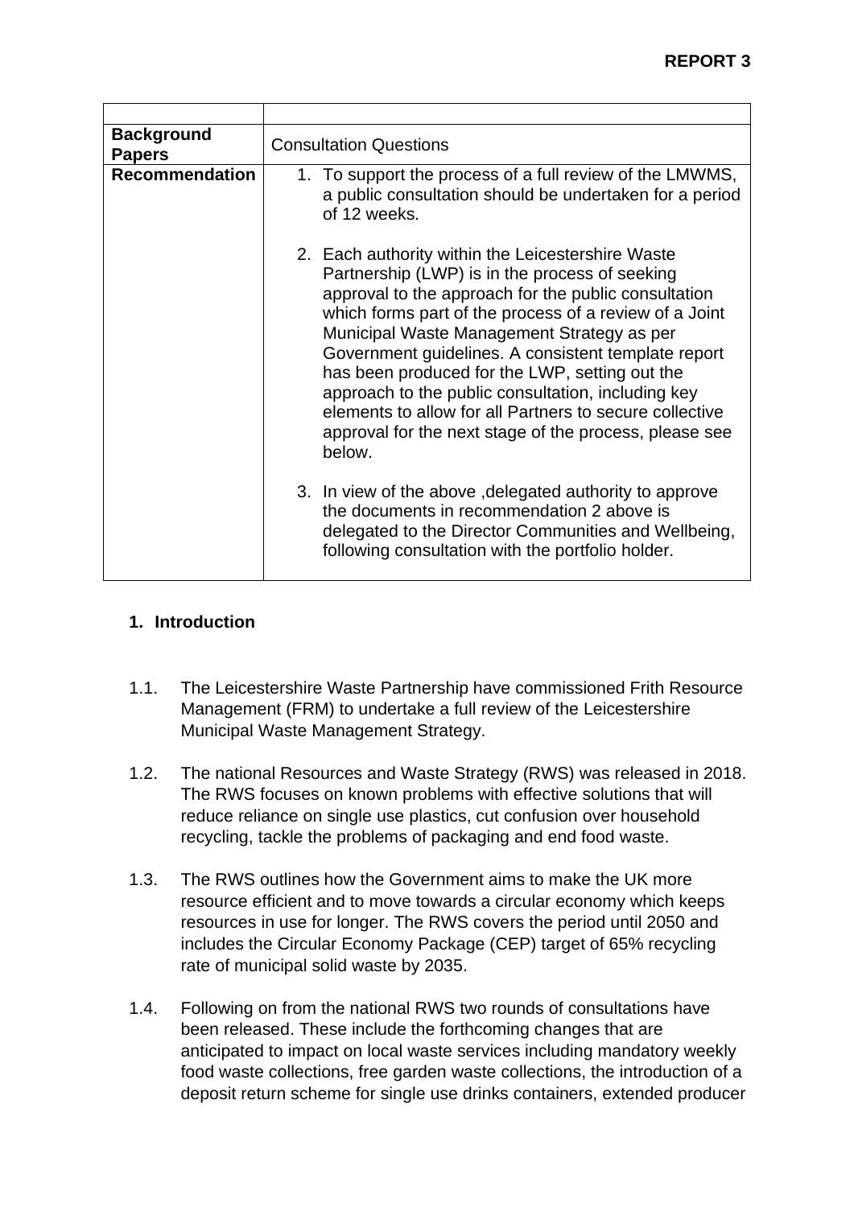**REPORT 3**

| | |
|---|---|
| **Background Papers** | Consultation Questions |
| **Recommendation** | 1. To support the process of a full review of the LMWMS, a public consultation should be undertaken for a period of 12 weeks.<br><br>2. Each authority within the Leicestershire Waste Partnership (LWP) is in the process of seeking approval to the approach for the public consultation which forms part of the process of a review of a Joint Municipal Waste Management Strategy as per Government guidelines. A consistent template report has been produced for the LWP, setting out the approach to the public consultation, including key elements to allow for all Partners to secure collective approval for the next stage of the process, please see below.<br><br>3. In view of the above ,delegated authority to approve the documents in recommendation 2 above is delegated to the Director Communities and Wellbeing, following consultation with the portfolio holder. |

## 1. Introduction

1.1. The Leicestershire Waste Partnership have commissioned Frith Resource Management (FRM) to undertake a full review of the Leicestershire Municipal Waste Management Strategy.

1.2. The national Resources and Waste Strategy (RWS) was released in 2018. The RWS focuses on known problems with effective solutions that will reduce reliance on single use plastics, cut confusion over household recycling, tackle the problems of packaging and end food waste.

1.3. The RWS outlines how the Government aims to make the UK more resource efficient and to move towards a circular economy which keeps resources in use for longer. The RWS covers the period until 2050 and includes the Circular Economy Package (CEP) target of 65% recycling rate of municipal solid waste by 2035.

1.4. Following on from the national RWS two rounds of consultations have been released. These include the forthcoming changes that are anticipated to impact on local waste services including mandatory weekly food waste collections, free garden waste collections, the introduction of a deposit return scheme for single use drinks containers, extended producer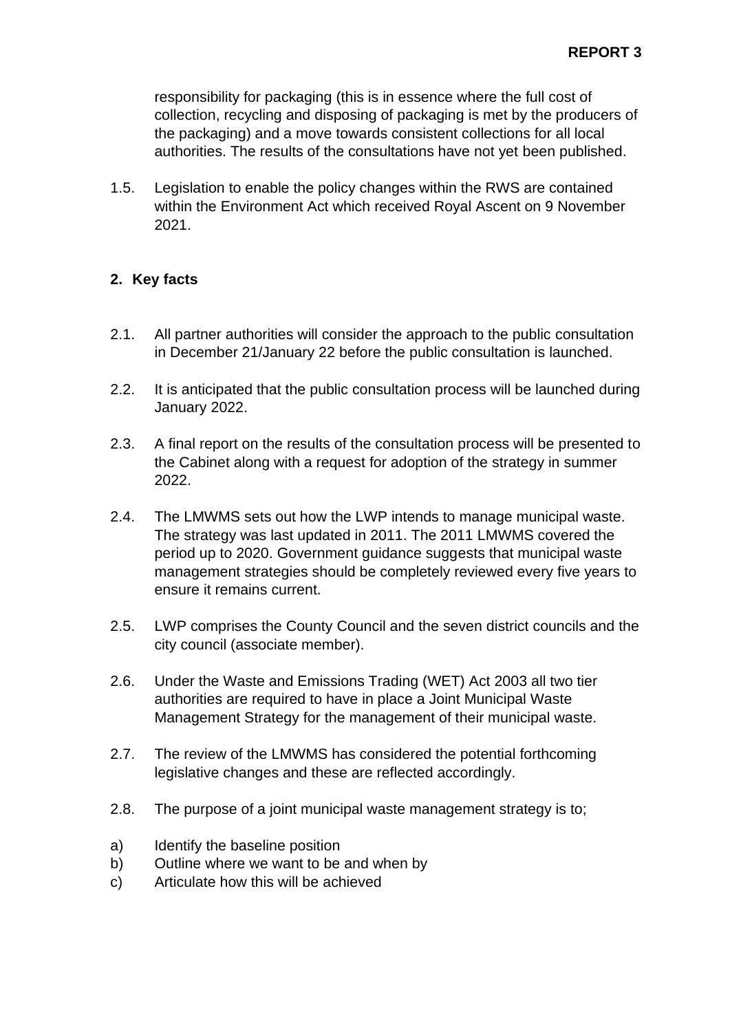responsibility for packaging (this is in essence where the full cost of collection, recycling and disposing of packaging is met by the producers of the packaging) and a move towards consistent collections for all local authorities. The results of the consultations have not yet been published.

1.5. Legislation to enable the policy changes within the RWS are contained within the Environment Act which received Royal Ascent on 9 November 2021.

## 2. Key facts

2.1. All partner authorities will consider the approach to the public consultation in December 21/January 22 before the public consultation is launched.

2.2. It is anticipated that the public consultation process will be launched during January 2022.

2.3. A final report on the results of the consultation process will be presented to the Cabinet along with a request for adoption of the strategy in summer 2022.

2.4. The LMWMS sets out how the LWP intends to manage municipal waste. The strategy was last updated in 2011. The 2011 LMWMS covered the period up to 2020. Government guidance suggests that municipal waste management strategies should be completely reviewed every five years to ensure it remains current.

2.5. LWP comprises the County Council and the seven district councils and the city council (associate member).

2.6. Under the Waste and Emissions Trading (WET) Act 2003 all two tier authorities are required to have in place a Joint Municipal Waste Management Strategy for the management of their municipal waste.

2.7. The review of the LMWMS has considered the potential forthcoming legislative changes and these are reflected accordingly.

2.8. The purpose of a joint municipal waste management strategy is to;

a) Identify the baseline position
b) Outline where we want to be and when by
c) Articulate how this will be achieved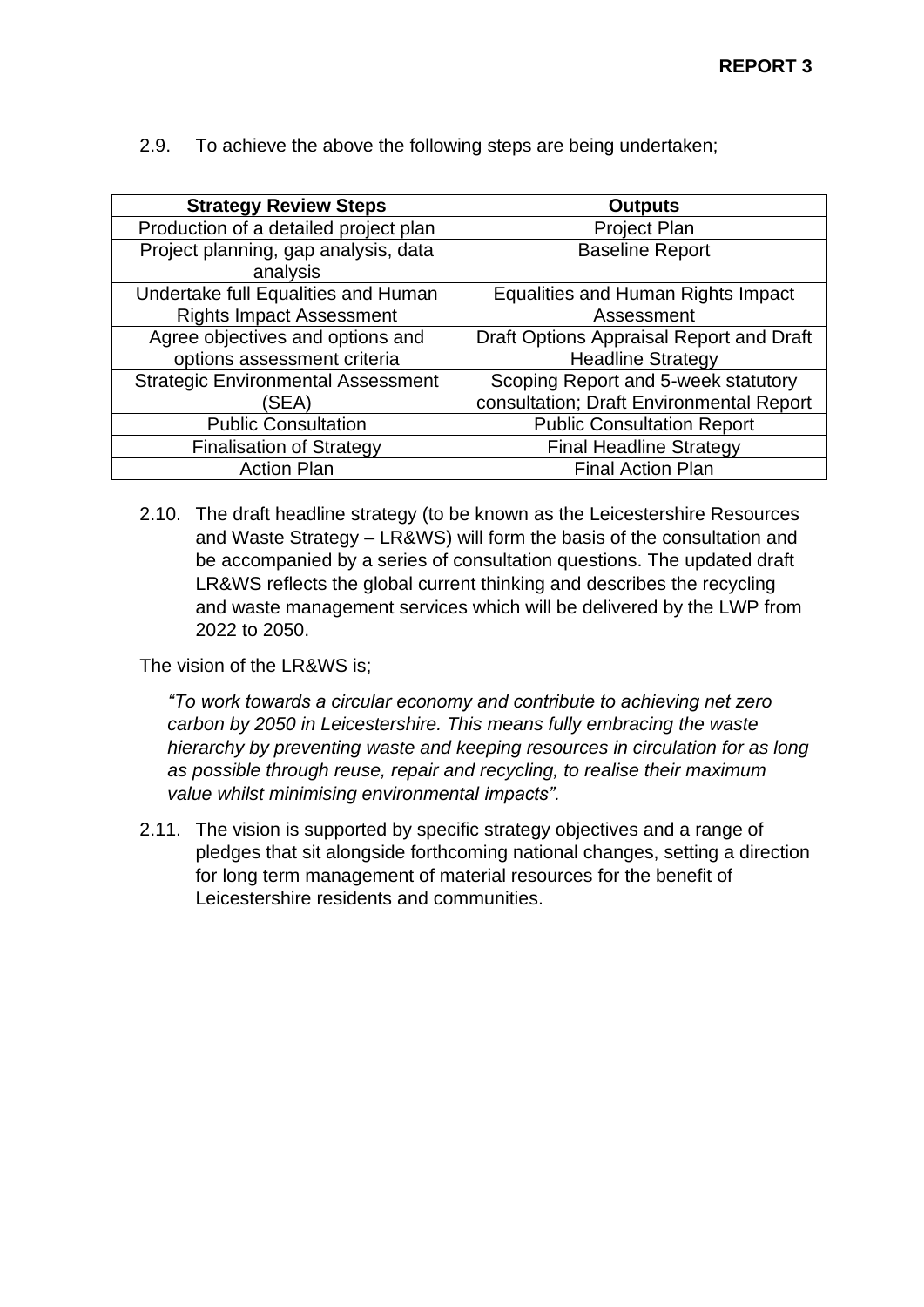2.9. To achieve the above the following steps are being undertaken;

| Strategy Review Steps | Outputs |
|---|---|
| Production of a detailed project plan | Project Plan |
| Project planning, gap analysis, data analysis | Baseline Report |
| Undertake full Equalities and Human Rights Impact Assessment | Equalities and Human Rights Impact Assessment |
| Agree objectives and options and options assessment criteria | Draft Options Appraisal Report and Draft Headline Strategy |
| Strategic Environmental Assessment (SEA) | Scoping Report and 5-week statutory consultation; Draft Environmental Report |
| Public Consultation | Public Consultation Report |
| Finalisation of Strategy | Final Headline Strategy |
| Action Plan | Final Action Plan |

2.10. The draft headline strategy (to be known as the Leicestershire Resources and Waste Strategy – LR&WS) will form the basis of the consultation and be accompanied by a series of consultation questions. The updated draft LR&WS reflects the global current thinking and describes the recycling and waste management services which will be delivered by the LWP from 2022 to 2050.

The vision of the LR&WS is;

*"To work towards a circular economy and contribute to achieving net zero carbon by 2050 in Leicestershire. This means fully embracing the waste hierarchy by preventing waste and keeping resources in circulation for as long as possible through reuse, repair and recycling, to realise their maximum value whilst minimising environmental impacts".*

2.11. The vision is supported by specific strategy objectives and a range of pledges that sit alongside forthcoming national changes, setting a direction for long term management of material resources for the benefit of Leicestershire residents and communities.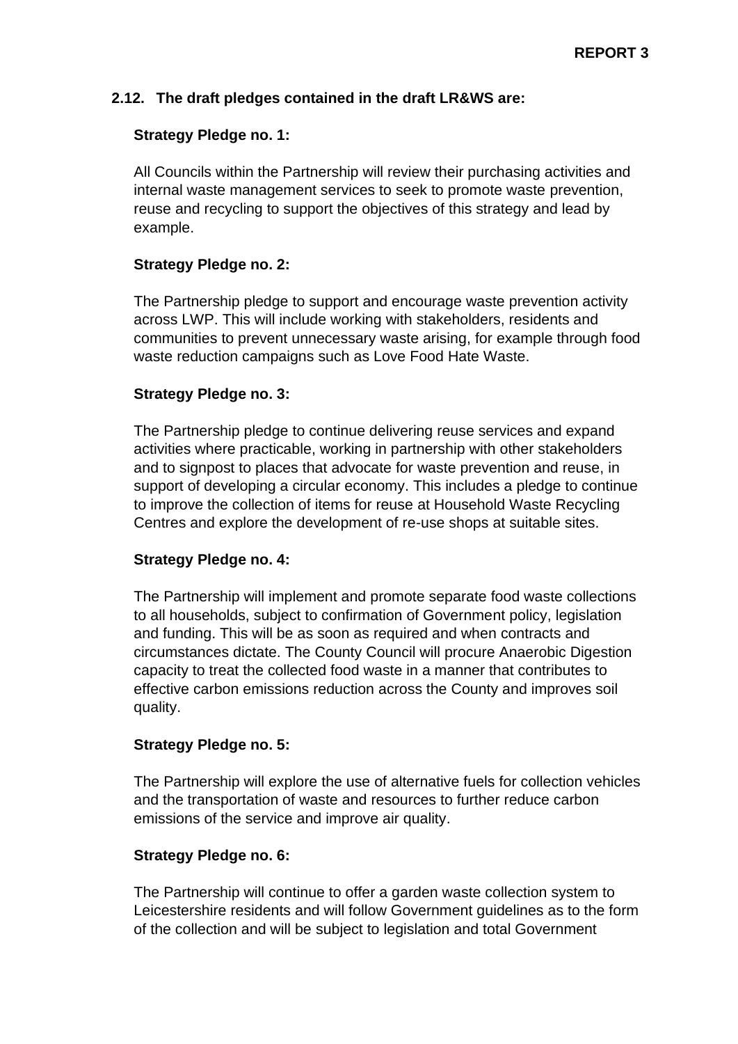**2.12. The draft pledges contained in the draft LR&WS are:**

**Strategy Pledge no. 1:**

All Councils within the Partnership will review their purchasing activities and internal waste management services to seek to promote waste prevention, reuse and recycling to support the objectives of this strategy and lead by example.

**Strategy Pledge no. 2:**

The Partnership pledge to support and encourage waste prevention activity across LWP. This will include working with stakeholders, residents and communities to prevent unnecessary waste arising, for example through food waste reduction campaigns such as Love Food Hate Waste.

**Strategy Pledge no. 3:**

The Partnership pledge to continue delivering reuse services and expand activities where practicable, working in partnership with other stakeholders and to signpost to places that advocate for waste prevention and reuse, in support of developing a circular economy. This includes a pledge to continue to improve the collection of items for reuse at Household Waste Recycling Centres and explore the development of re-use shops at suitable sites.

**Strategy Pledge no. 4:**

The Partnership will implement and promote separate food waste collections to all households, subject to confirmation of Government policy, legislation and funding. This will be as soon as required and when contracts and circumstances dictate. The County Council will procure Anaerobic Digestion capacity to treat the collected food waste in a manner that contributes to effective carbon emissions reduction across the County and improves soil quality.

**Strategy Pledge no. 5:**

The Partnership will explore the use of alternative fuels for collection vehicles and the transportation of waste and resources to further reduce carbon emissions of the service and improve air quality.

**Strategy Pledge no. 6:**

The Partnership will continue to offer a garden waste collection system to Leicestershire residents and will follow Government guidelines as to the form of the collection and will be subject to legislation and total Government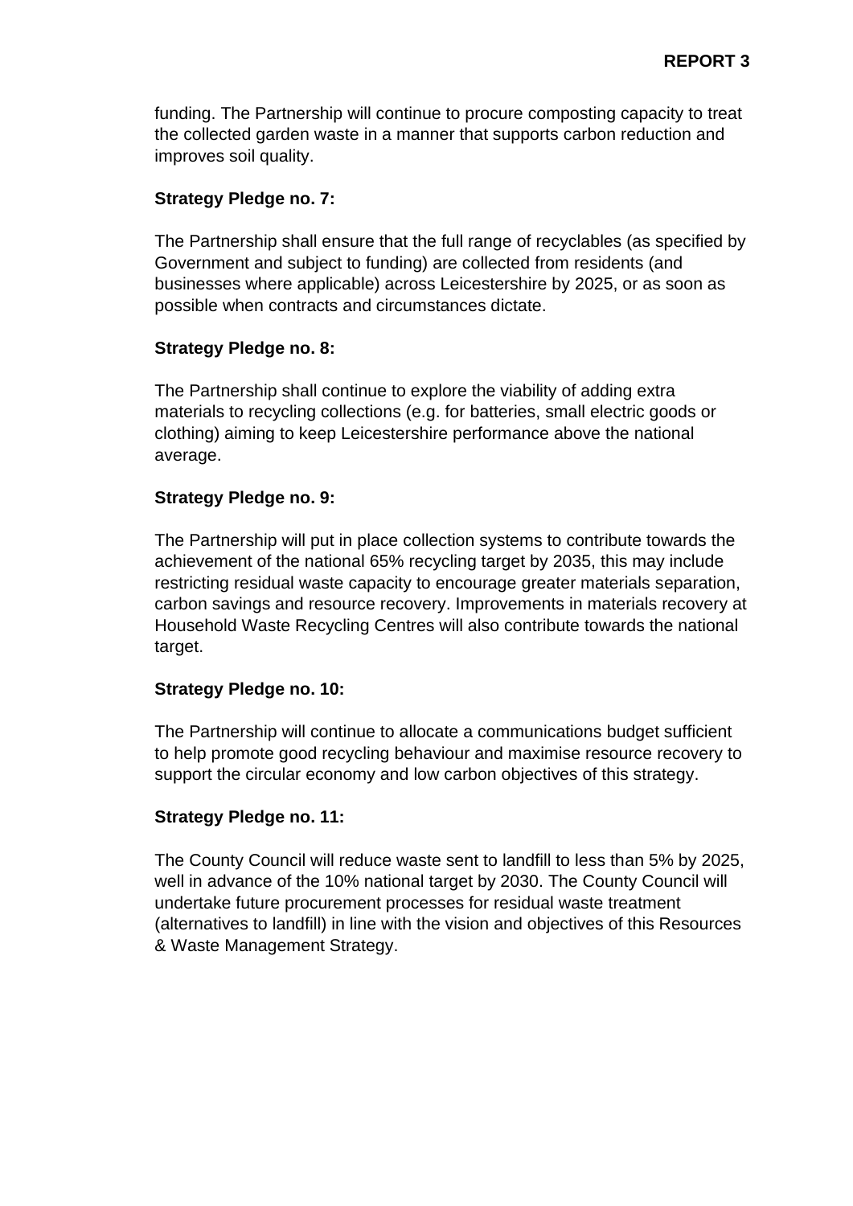funding. The Partnership will continue to procure composting capacity to treat the collected garden waste in a manner that supports carbon reduction and improves soil quality.

**Strategy Pledge no. 7:**

The Partnership shall ensure that the full range of recyclables (as specified by Government and subject to funding) are collected from residents (and businesses where applicable) across Leicestershire by 2025, or as soon as possible when contracts and circumstances dictate.

**Strategy Pledge no. 8:**

The Partnership shall continue to explore the viability of adding extra materials to recycling collections (e.g. for batteries, small electric goods or clothing) aiming to keep Leicestershire performance above the national average.

**Strategy Pledge no. 9:**

The Partnership will put in place collection systems to contribute towards the achievement of the national 65% recycling target by 2035, this may include restricting residual waste capacity to encourage greater materials separation, carbon savings and resource recovery. Improvements in materials recovery at Household Waste Recycling Centres will also contribute towards the national target.

**Strategy Pledge no. 10:**

The Partnership will continue to allocate a communications budget sufficient to help promote good recycling behaviour and maximise resource recovery to support the circular economy and low carbon objectives of this strategy.

**Strategy Pledge no. 11:**

The County Council will reduce waste sent to landfill to less than 5% by 2025, well in advance of the 10% national target by 2030. The County Council will undertake future procurement processes for residual waste treatment (alternatives to landfill) in line with the vision and objectives of this Resources & Waste Management Strategy.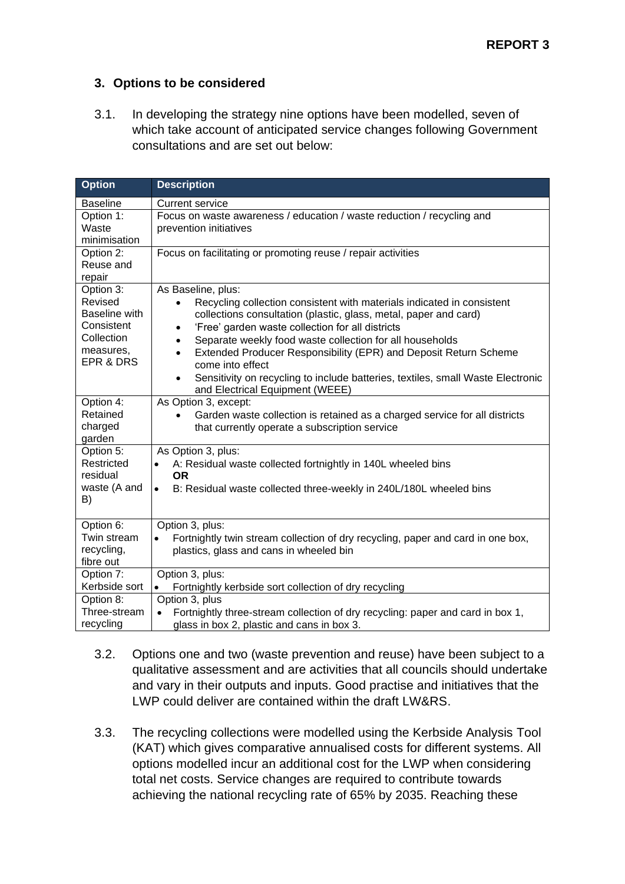## 3. Options to be considered

3.1. In developing the strategy nine options have been modelled, seven of which take account of anticipated service changes following Government consultations and are set out below:

| Option | Description |
|---|---|
| Baseline | Current service |
| Option 1: Waste minimisation | Focus on waste awareness / education / waste reduction / recycling and prevention initiatives |
| Option 2: Reuse and repair | Focus on facilitating or promoting reuse / repair activities |
| Option 3: Revised Baseline with Consistent Collection measures, EPR & DRS | As Baseline, plus:<br>• Recycling collection consistent with materials indicated in consistent collections consultation (plastic, glass, metal, paper and card)<br>• 'Free' garden waste collection for all districts<br>• Separate weekly food waste collection for all households<br>• Extended Producer Responsibility (EPR) and Deposit Return Scheme come into effect<br>• Sensitivity on recycling to include batteries, textiles, small Waste Electronic and Electrical Equipment (WEEE) |
| Option 4: Retained charged garden | As Option 3, except:<br>• Garden waste collection is retained as a charged service for all districts that currently operate a subscription service |
| Option 5: Restricted residual waste (A and B) | As Option 3, plus:<br>• A: Residual waste collected fortnightly in 140L wheeled bins<br>**OR**<br>• B: Residual waste collected three-weekly in 240L/180L wheeled bins |
| Option 6: Twin stream recycling, fibre out | Option 3, plus:<br>• Fortnightly twin stream collection of dry recycling, paper and card in one box, plastics, glass and cans in wheeled bin |
| Option 7: Kerbside sort | Option 3, plus:<br>• Fortnightly kerbside sort collection of dry recycling |
| Option 8: Three-stream recycling | Option 3, plus<br>• Fortnightly three-stream collection of dry recycling: paper and card in box 1, glass in box 2, plastic and cans in box 3. |

3.2. Options one and two (waste prevention and reuse) have been subject to a qualitative assessment and are activities that all councils should undertake and vary in their outputs and inputs. Good practise and initiatives that the LWP could deliver are contained within the draft LW&RS.

3.3. The recycling collections were modelled using the Kerbside Analysis Tool (KAT) which gives comparative annualised costs for different systems. All options modelled incur an additional cost for the LWP when considering total net costs. Service changes are required to contribute towards achieving the national recycling rate of 65% by 2035. Reaching these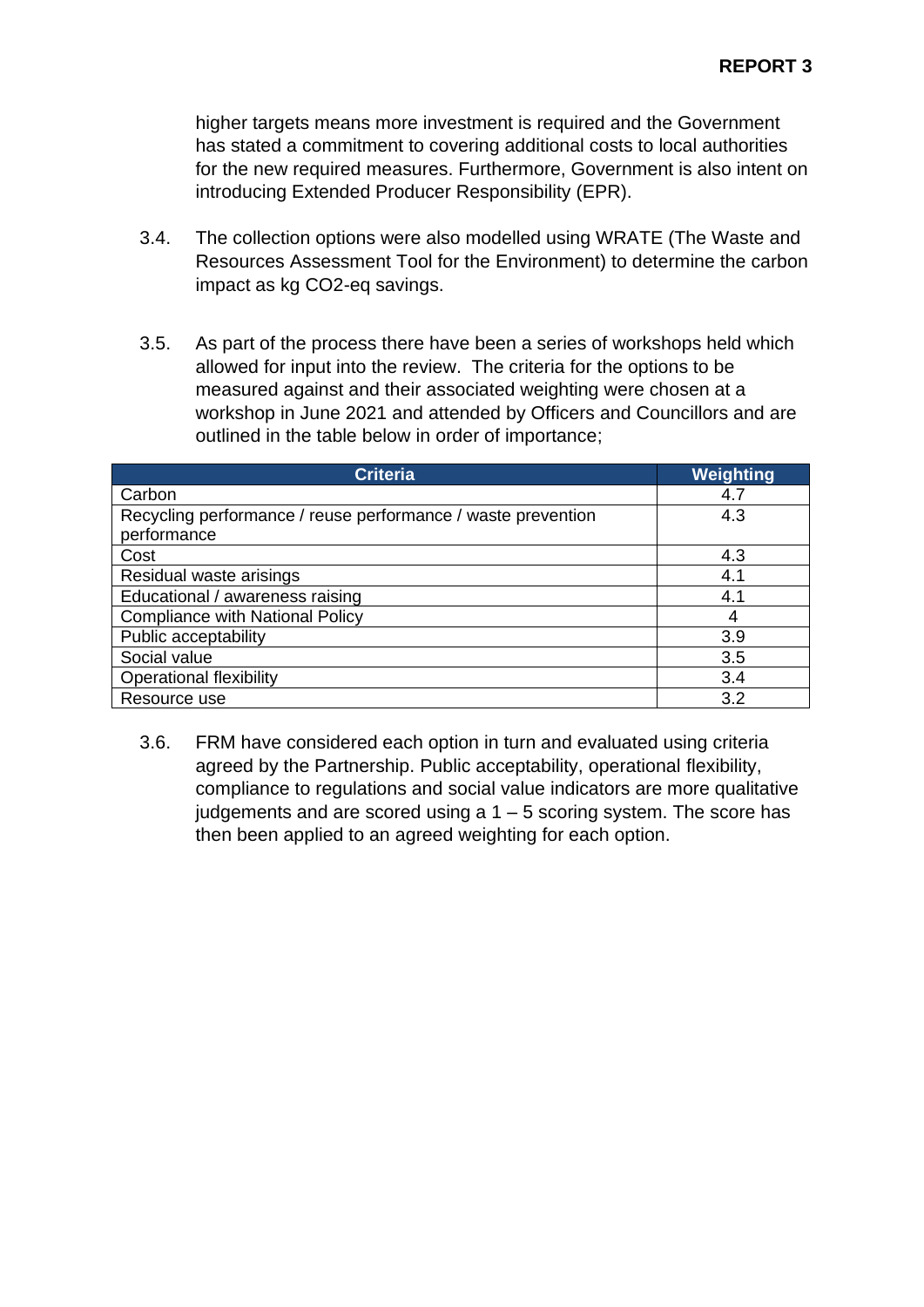higher targets means more investment is required and the Government has stated a commitment to covering additional costs to local authorities for the new required measures. Furthermore, Government is also intent on introducing Extended Producer Responsibility (EPR).

3.4. The collection options were also modelled using WRATE (The Waste and Resources Assessment Tool for the Environment) to determine the carbon impact as kg $CO_2$-eq savings.

3.5. As part of the process there have been a series of workshops held which allowed for input into the review. The criteria for the options to be measured against and their associated weighting were chosen at a workshop in June 2021 and attended by Officers and Councillors and are outlined in the table below in order of importance;

| Criteria | Weighting |
|---|---|
| Carbon | 4.7 |
| Recycling performance / reuse performance / waste prevention performance | 4.3 |
| Cost | 4.3 |
| Residual waste arisings | 4.1 |
| Educational / awareness raising | 4.1 |
| Compliance with National Policy | 4 |
| Public acceptability | 3.9 |
| Social value | 3.5 |
| Operational flexibility | 3.4 |
| Resource use | 3.2 |

3.6. FRM have considered each option in turn and evaluated using criteria agreed by the Partnership. Public acceptability, operational flexibility, compliance to regulations and social value indicators are more qualitative judgements and are scored using a 1 – 5 scoring system. The score has then been applied to an agreed weighting for each option.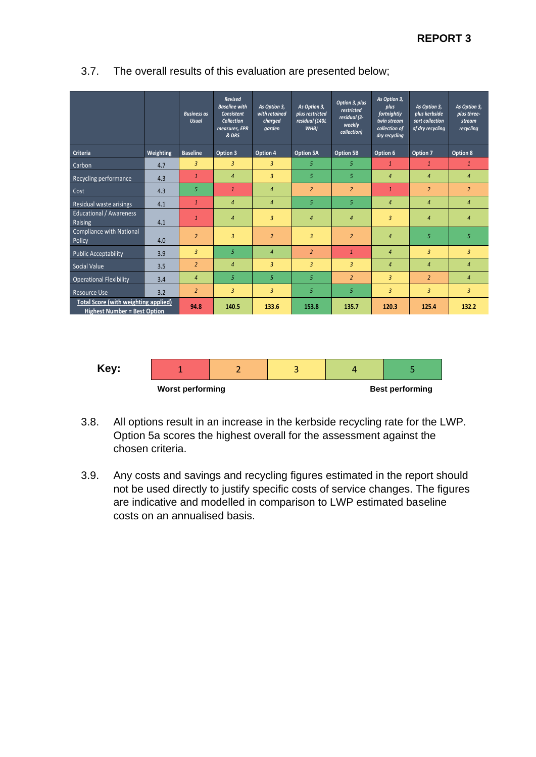3.7. The overall results of this evaluation are presented below;

| | | Business as Usual | Revised Baseline with Consistent Collection measures, EPR & DRS | As Option 3, with retained charged garden | As Option 3, plus restricted residual (140L WHB) | Option 3, plus restricted residual (3-weekly collection) | As Option 3, plus fortnightly twin stream collection of dry recycling | As Option 3, plus kerbside sort collection of dry recycling | As Option 3, plus three-stream recycling |
|---|---|---|---|---|---|---|---|---|---|
| **Criteria** | **Weighting** | **Baseline** | **Option 3** | **Option 4** | **Option 5A** | **Option 5B** | **Option 6** | **Option 7** | **Option 8** |
| Carbon | 4.7 | 3 | 3 | 3 | 5 | 5 | 1 | 1 | 1 |
| Recycling performance | 4.3 | 1 | 4 | 3 | 5 | 5 | 4 | 4 | 4 |
| Cost | 4.3 | 5 | 1 | 4 | 2 | 2 | 1 | 2 | 2 |
| Residual waste arisings | 4.1 | 1 | 4 | 4 | 5 | 5 | 4 | 4 | 4 |
| Educational / Awareness Raising | 4.1 | 1 | 4 | 3 | 4 | 4 | 3 | 4 | 4 |
| Compliance with National Policy | 4.0 | 2 | 3 | 2 | 3 | 2 | 4 | 5 | 5 |
| Public Acceptability | 3.9 | 3 | 5 | 4 | 2 | 1 | 4 | 3 | 3 |
| Social Value | 3.5 | 2 | 4 | 3 | 3 | 3 | 4 | 4 | 4 |
| Operational Flexibility | 3.4 | 4 | 5 | 5 | 5 | 2 | 3 | 2 | 4 |
| Resource Use | 3.2 | 2 | 3 | 3 | 5 | 5 | 3 | 3 | 3 |
| **Total Score (with weighting applied) Highest Number = Best Option** | | **94.8** | **140.5** | **133.6** | **153.8** | **135.7** | **120.3** | **125.4** | **132.2** |

**Key:**

| 1 | 2 | 3 | 4 | 5 |
|---|---|---|---|---|
| **Worst performing** | | | | **Best performing** |

3.8. All options result in an increase in the kerbside recycling rate for the LWP. Option 5a scores the highest overall for the assessment against the chosen criteria.

3.9. Any costs and savings and recycling figures estimated in the report should not be used directly to justify specific costs of service changes. The figures are indicative and modelled in comparison to LWP estimated baseline costs on an annualised basis.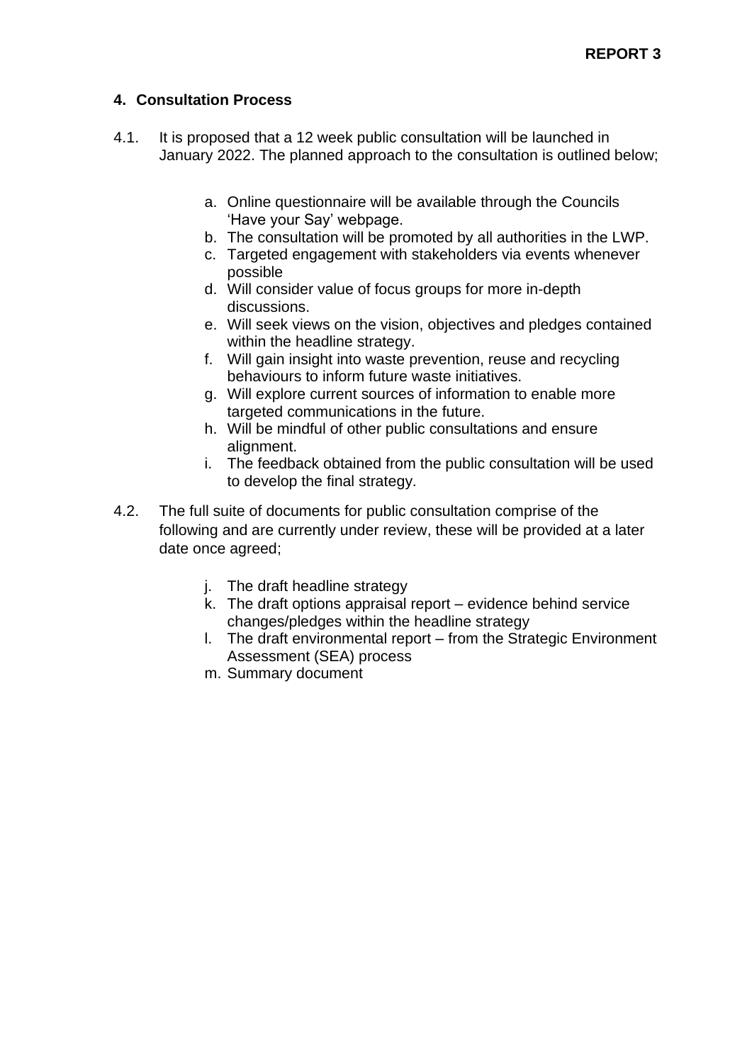**REPORT 3**

## 4. Consultation Process

4.1. It is proposed that a 12 week public consultation will be launched in January 2022. The planned approach to the consultation is outlined below;

a. Online questionnaire will be available through the Councils 'Have your Say' webpage.
b. The consultation will be promoted by all authorities in the LWP.
c. Targeted engagement with stakeholders via events whenever possible
d. Will consider value of focus groups for more in-depth discussions.
e. Will seek views on the vision, objectives and pledges contained within the headline strategy.
f. Will gain insight into waste prevention, reuse and recycling behaviours to inform future waste initiatives.
g. Will explore current sources of information to enable more targeted communications in the future.
h. Will be mindful of other public consultations and ensure alignment.
i. The feedback obtained from the public consultation will be used to develop the final strategy.

4.2. The full suite of documents for public consultation comprise of the following and are currently under review, these will be provided at a later date once agreed;

j. The draft headline strategy
k. The draft options appraisal report – evidence behind service changes/pledges within the headline strategy
l. The draft environmental report – from the Strategic Environment Assessment (SEA) process
m. Summary document